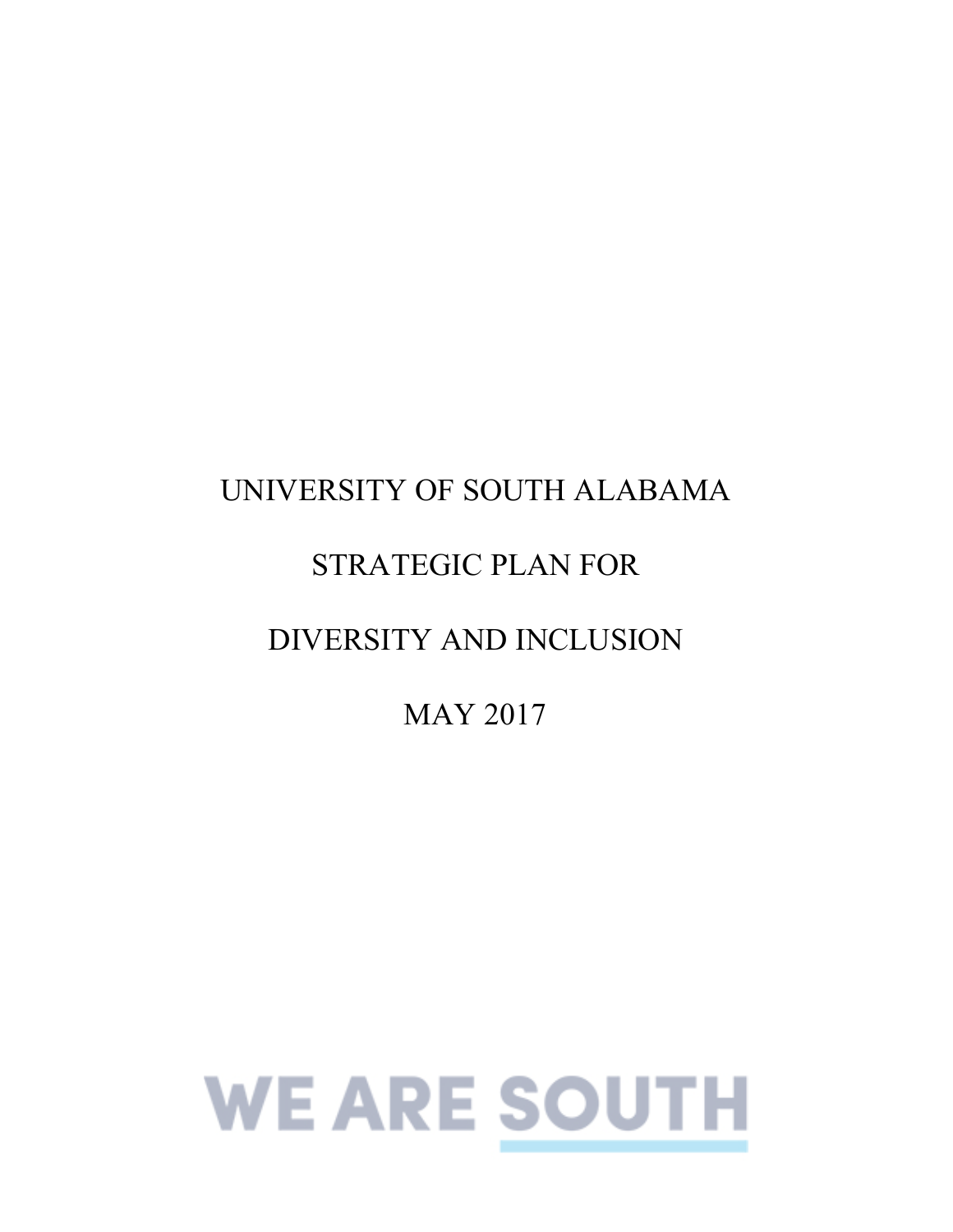# UNIVERSITY OF SOUTH ALABAMA

# STRATEGIC PLAN FOR

# DIVERSITY AND INCLUSION

# MAY 2017

WE ARE SOUTH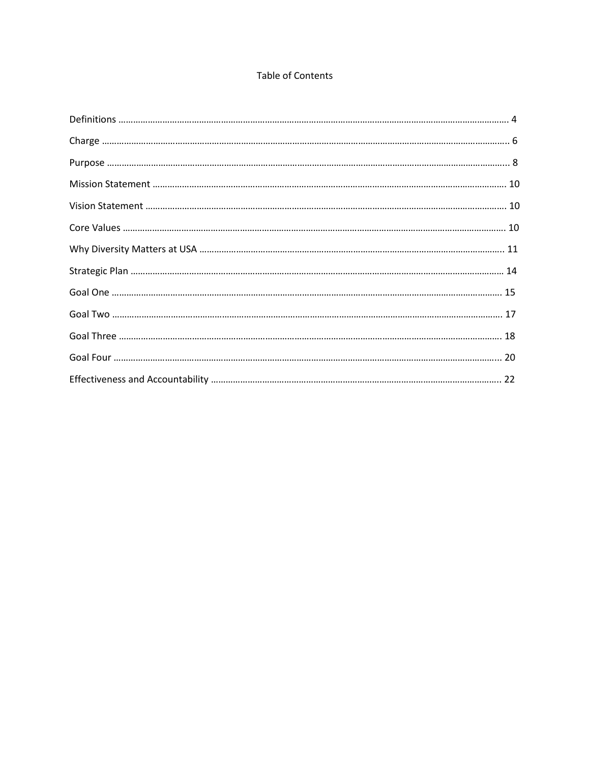# Table of Contents

Definitions ........................................................................................................................................ 4

Charge ................................................................................................................................................ 6

Purpose .............................................................................................................................................. 8

Mission Statement .......................................................................................................................... 10

Vision Statement ............................................................................................................................ 10

Core Values ..................................................................................................................................... 10

Why Diversity Matters at USA ...................................................................................................... 11

Strategic Plan .................................................................................................................................. 14

Goal One ......................................................................................................................................... 15

Goal Two ......................................................................................................................................... 17

Goal Three ...................................................................................................................................... 18

Goal Four ........................................................................................................................................ 20

Effectiveness and Accountability ................................................................................................. 22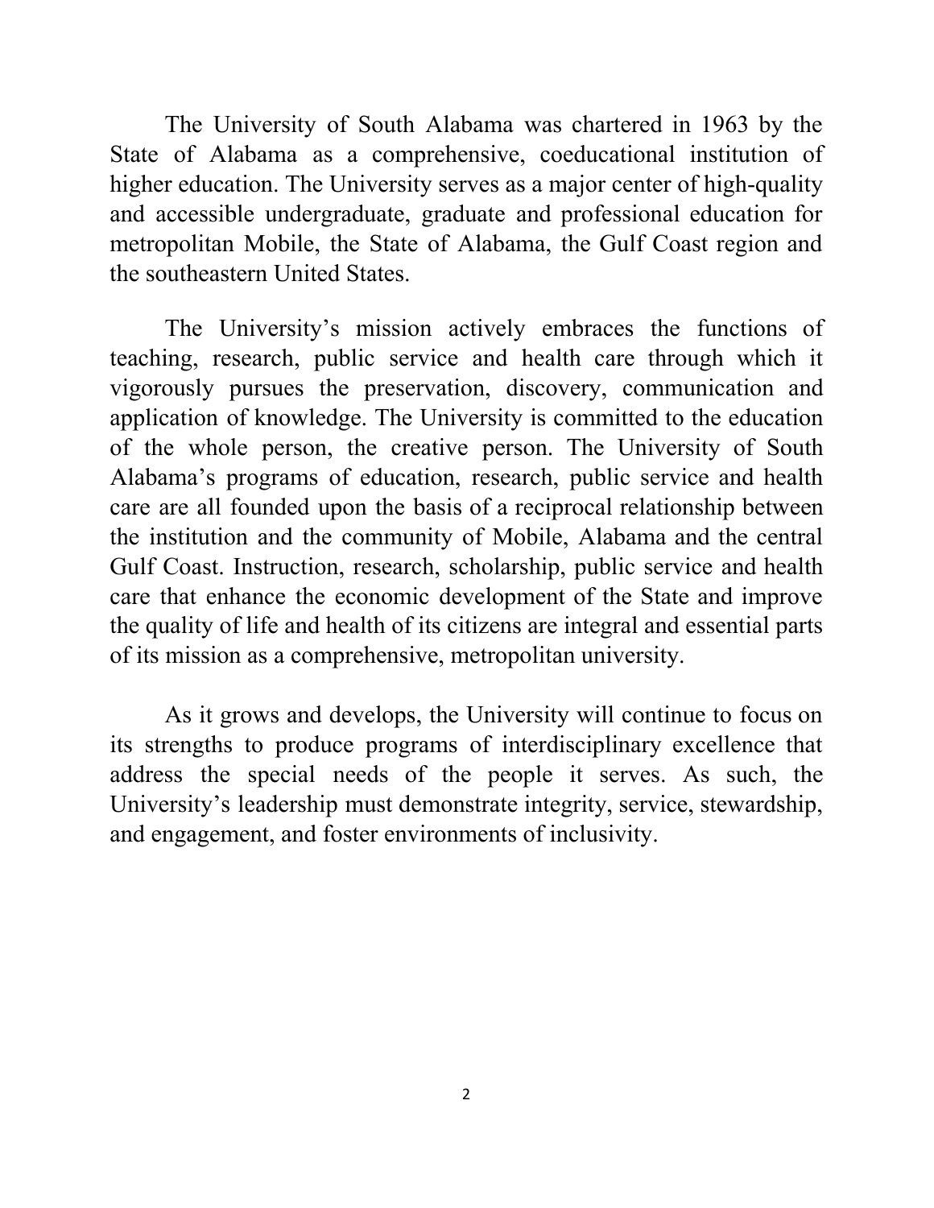The University of South Alabama was chartered in 1963 by the State of Alabama as a comprehensive, coeducational institution of higher education. The University serves as a major center of high-quality and accessible undergraduate, graduate and professional education for metropolitan Mobile, the State of Alabama, the Gulf Coast region and the southeastern United States.

The University's mission actively embraces the functions of teaching, research, public service and health care through which it vigorously pursues the preservation, discovery, communication and application of knowledge. The University is committed to the education of the whole person, the creative person. The University of South Alabama's programs of education, research, public service and health care are all founded upon the basis of a reciprocal relationship between the institution and the community of Mobile, Alabama and the central Gulf Coast. Instruction, research, scholarship, public service and health care that enhance the economic development of the State and improve the quality of life and health of its citizens are integral and essential parts of its mission as a comprehensive, metropolitan university.

As it grows and develops, the University will continue to focus on its strengths to produce programs of interdisciplinary excellence that address the special needs of the people it serves. As such, the University's leadership must demonstrate integrity, service, stewardship, and engagement, and foster environments of inclusivity.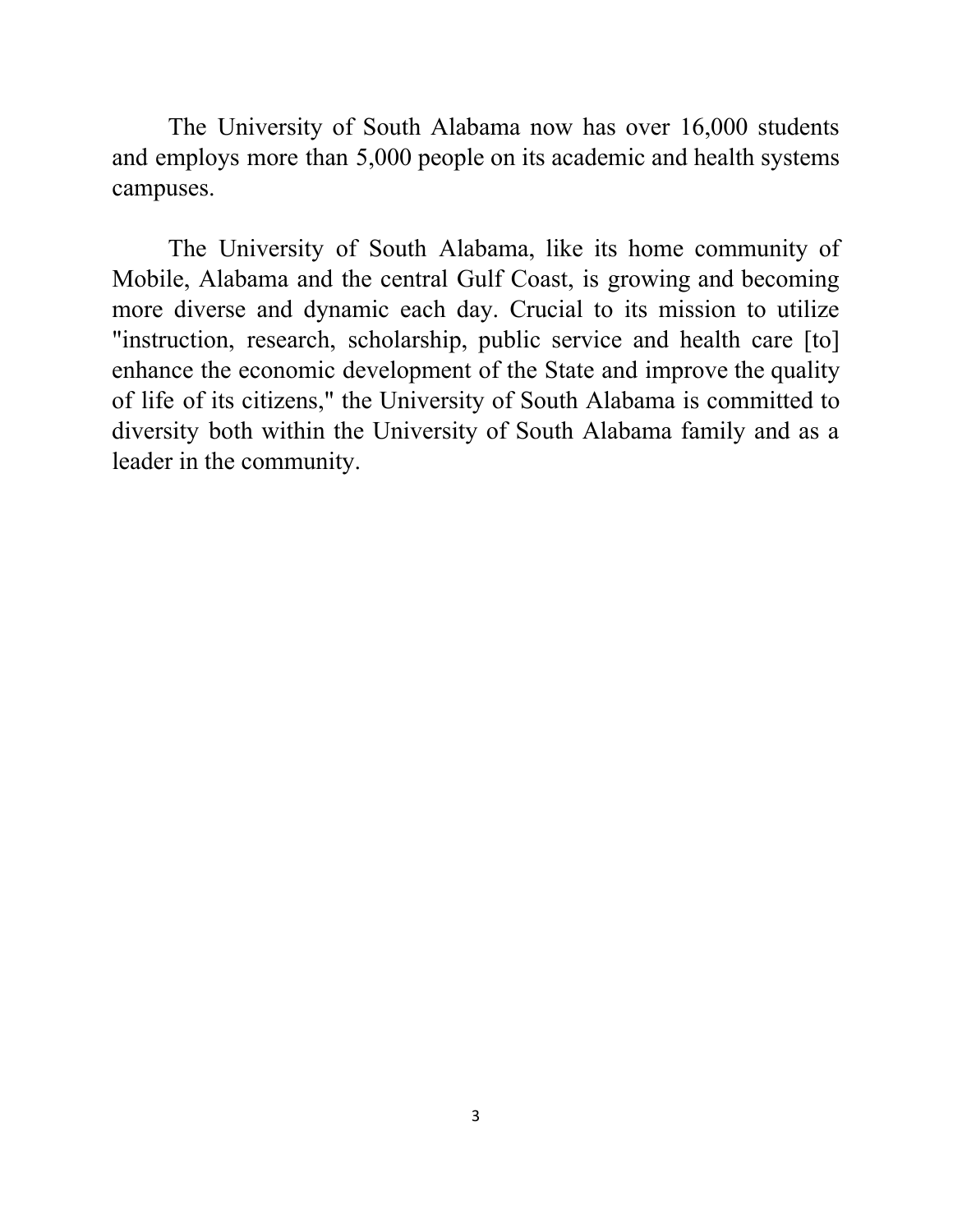The University of South Alabama now has over 16,000 students and employs more than 5,000 people on its academic and health systems campuses.

The University of South Alabama, like its home community of Mobile, Alabama and the central Gulf Coast, is growing and becoming more diverse and dynamic each day. Crucial to its mission to utilize "instruction, research, scholarship, public service and health care [to] enhance the economic development of the State and improve the quality of life of its citizens," the University of South Alabama is committed to diversity both within the University of South Alabama family and as a leader in the community.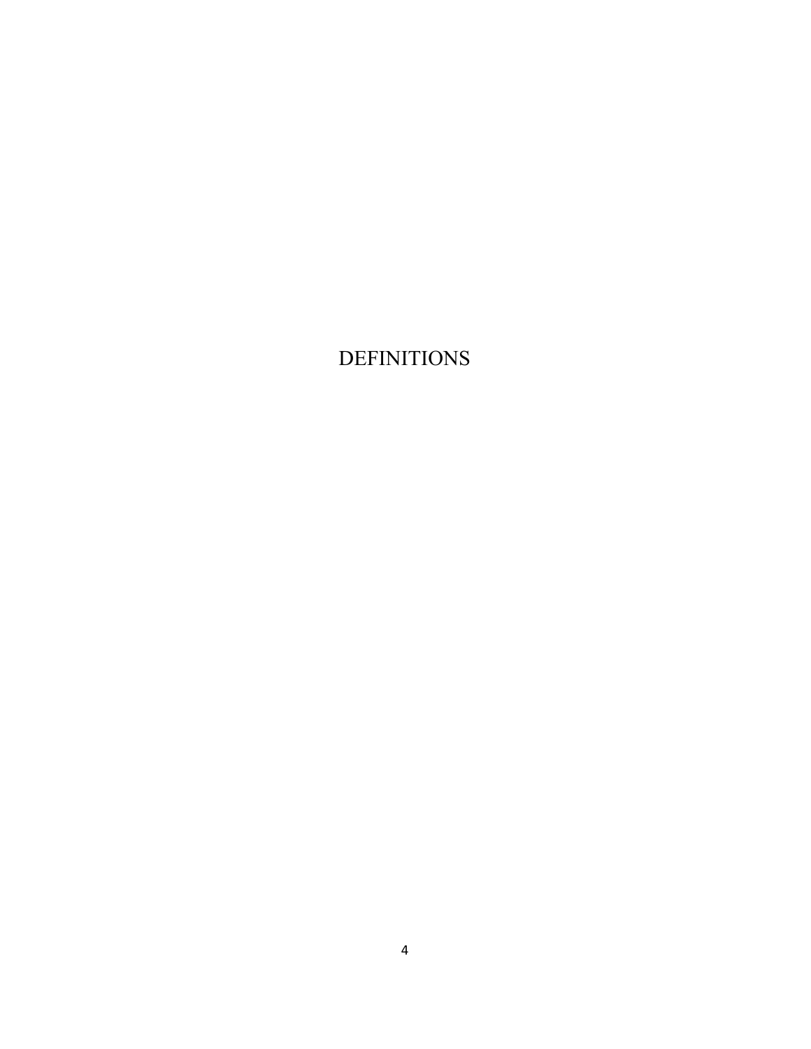# DEFINITIONS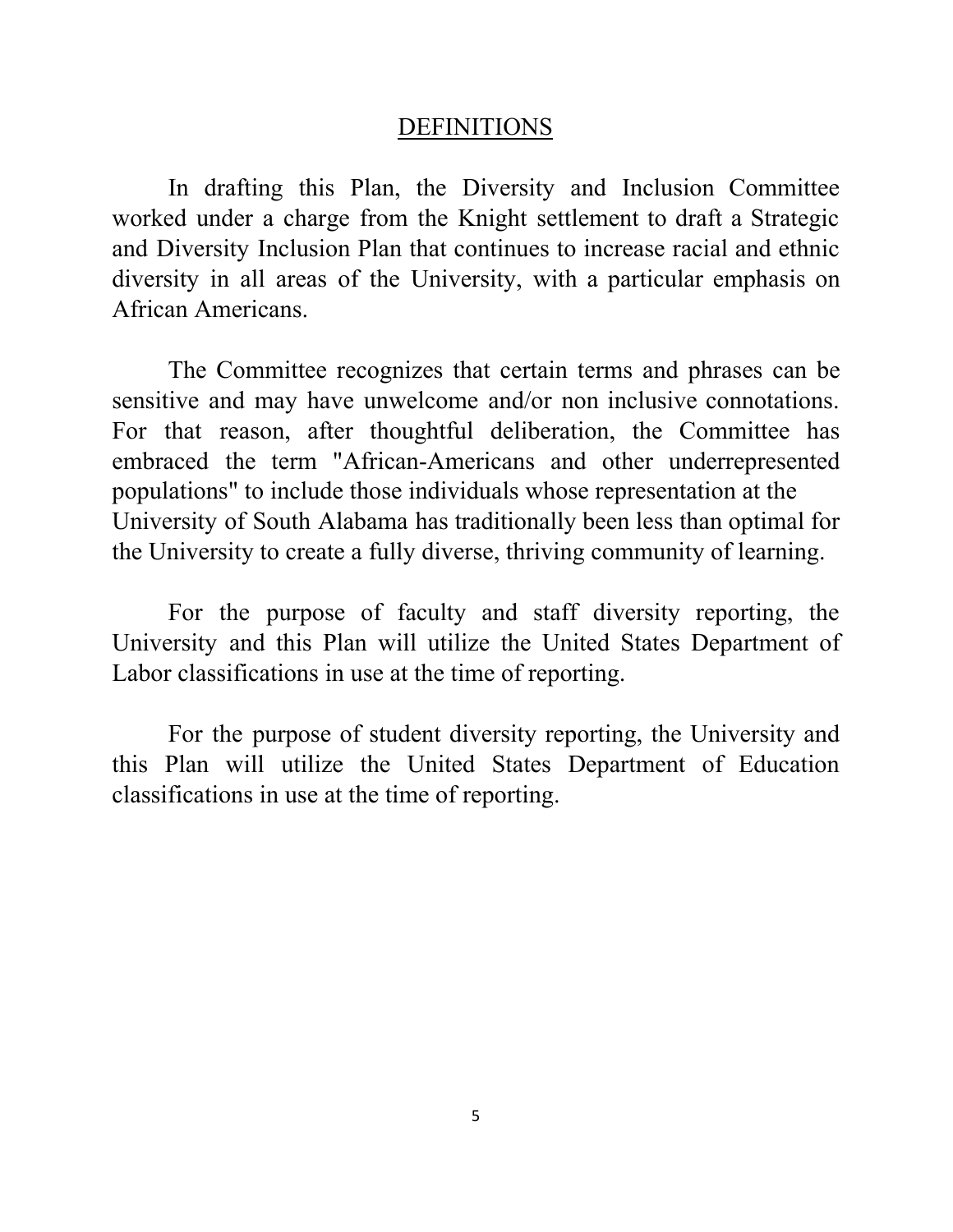## DEFINITIONS

In drafting this Plan, the Diversity and Inclusion Committee worked under a charge from the Knight settlement to draft a Strategic and Diversity Inclusion Plan that continues to increase racial and ethnic diversity in all areas of the University, with a particular emphasis on African Americans.

The Committee recognizes that certain terms and phrases can be sensitive and may have unwelcome and/or non inclusive connotations. For that reason, after thoughtful deliberation, the Committee has embraced the term "African-Americans and other underrepresented populations" to include those individuals whose representation at the University of South Alabama has traditionally been less than optimal for the University to create a fully diverse, thriving community of learning.

For the purpose of faculty and staff diversity reporting, the University and this Plan will utilize the United States Department of Labor classifications in use at the time of reporting.

For the purpose of student diversity reporting, the University and this Plan will utilize the United States Department of Education classifications in use at the time of reporting.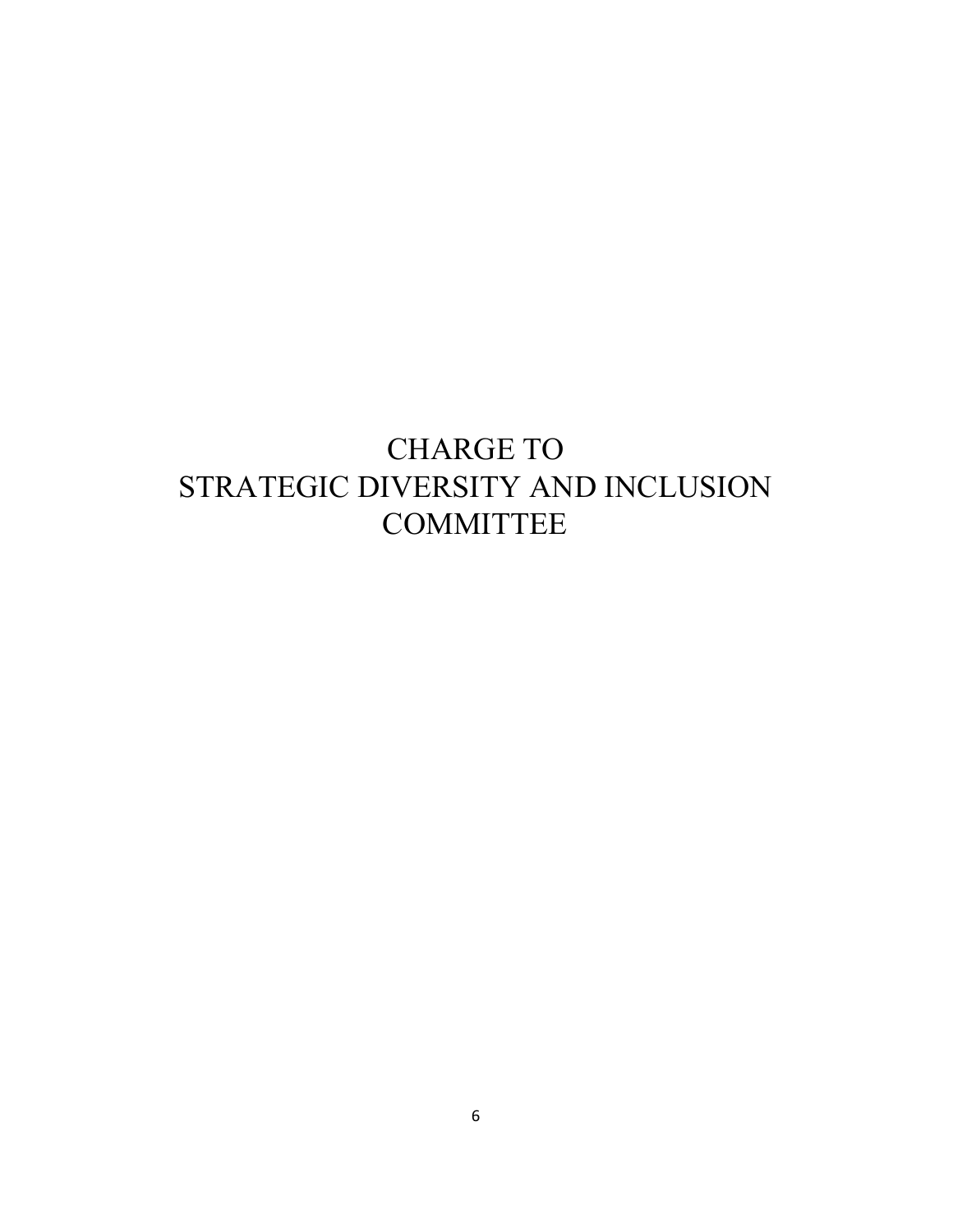# CHARGE TO STRATEGIC DIVERSITY AND INCLUSION COMMITTEE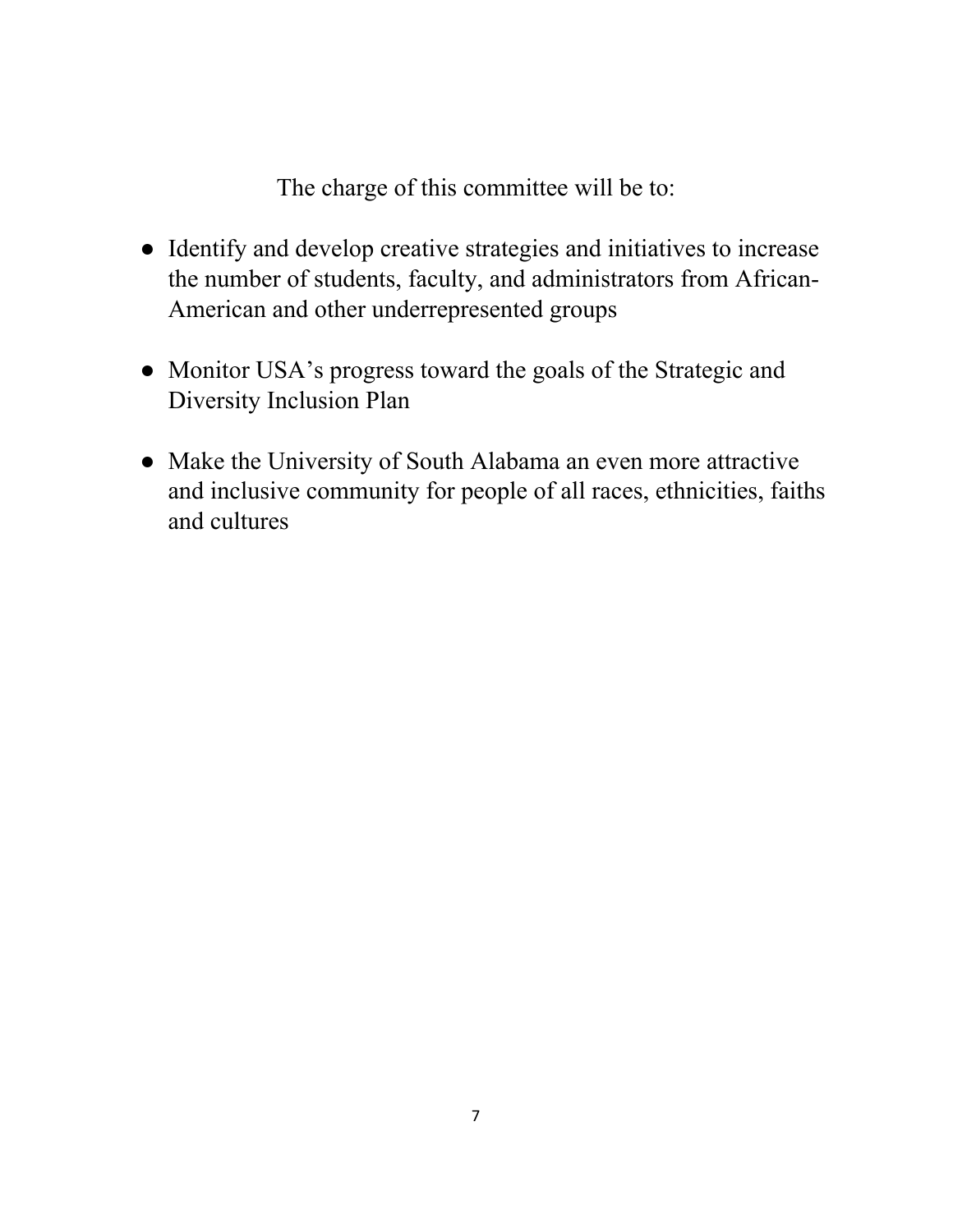The charge of this committee will be to:

- Identify and develop creative strategies and initiatives to increase the number of students, faculty, and administrators from African-American and other underrepresented groups
- Monitor USA's progress toward the goals of the Strategic and Diversity Inclusion Plan
- Make the University of South Alabama an even more attractive and inclusive community for people of all races, ethnicities, faiths and cultures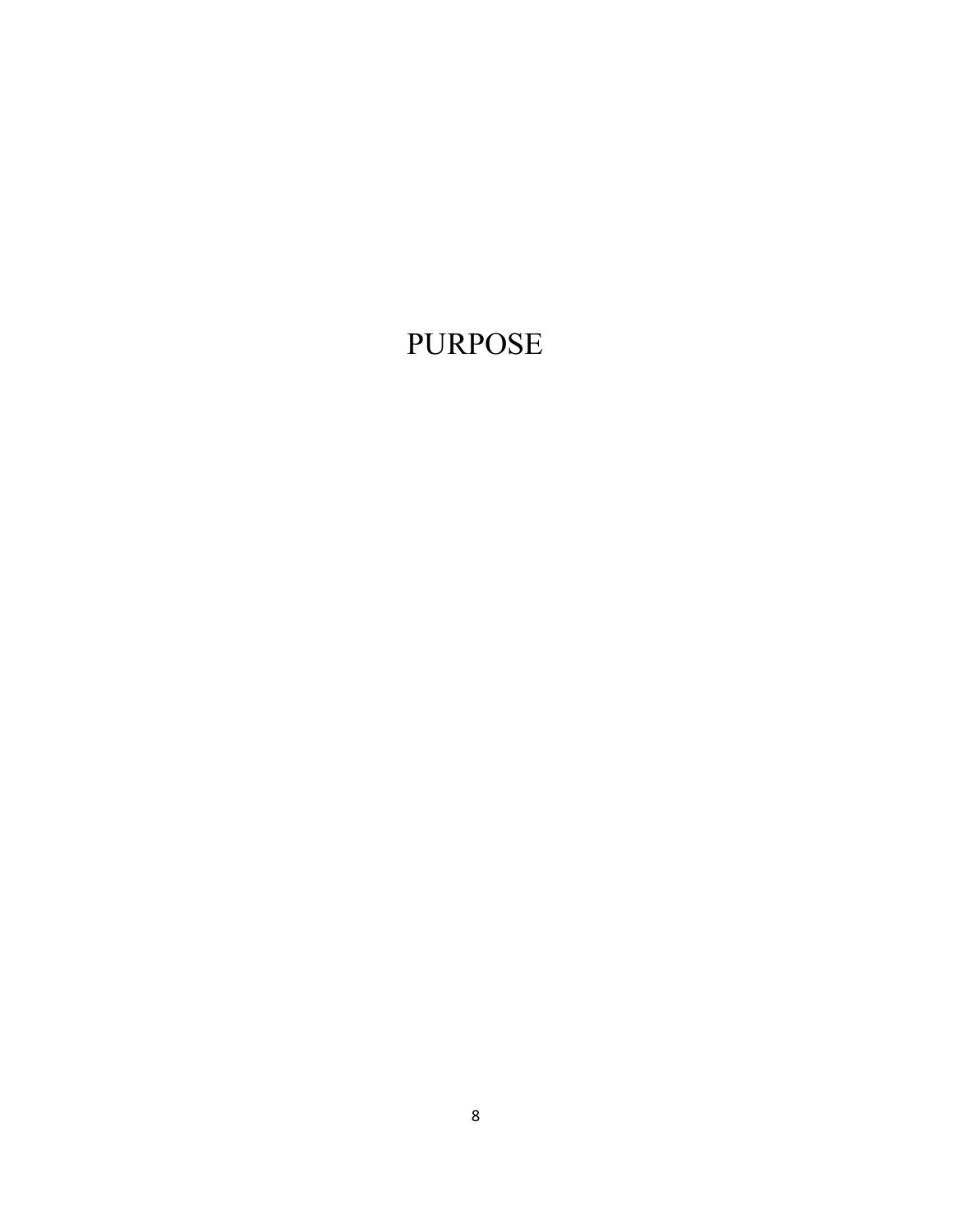# PURPOSE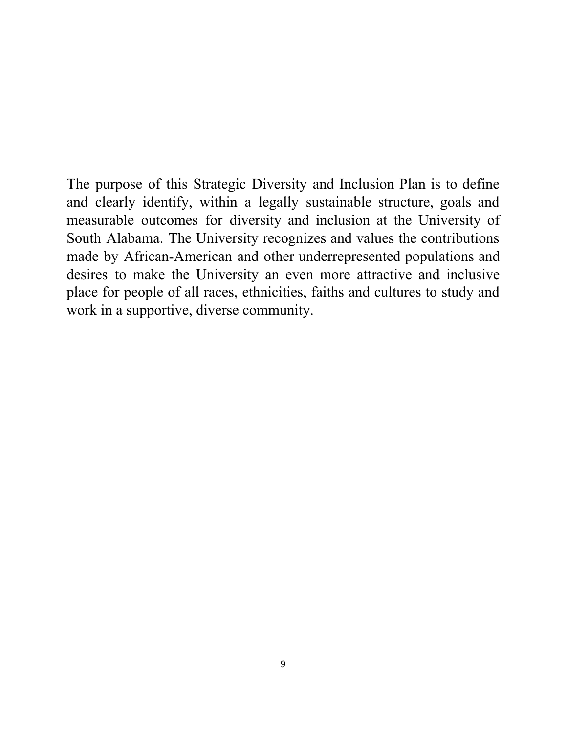The purpose of this Strategic Diversity and Inclusion Plan is to define and clearly identify, within a legally sustainable structure, goals and measurable outcomes for diversity and inclusion at the University of South Alabama. The University recognizes and values the contributions made by African-American and other underrepresented populations and desires to make the University an even more attractive and inclusive place for people of all races, ethnicities, faiths and cultures to study and work in a supportive, diverse community.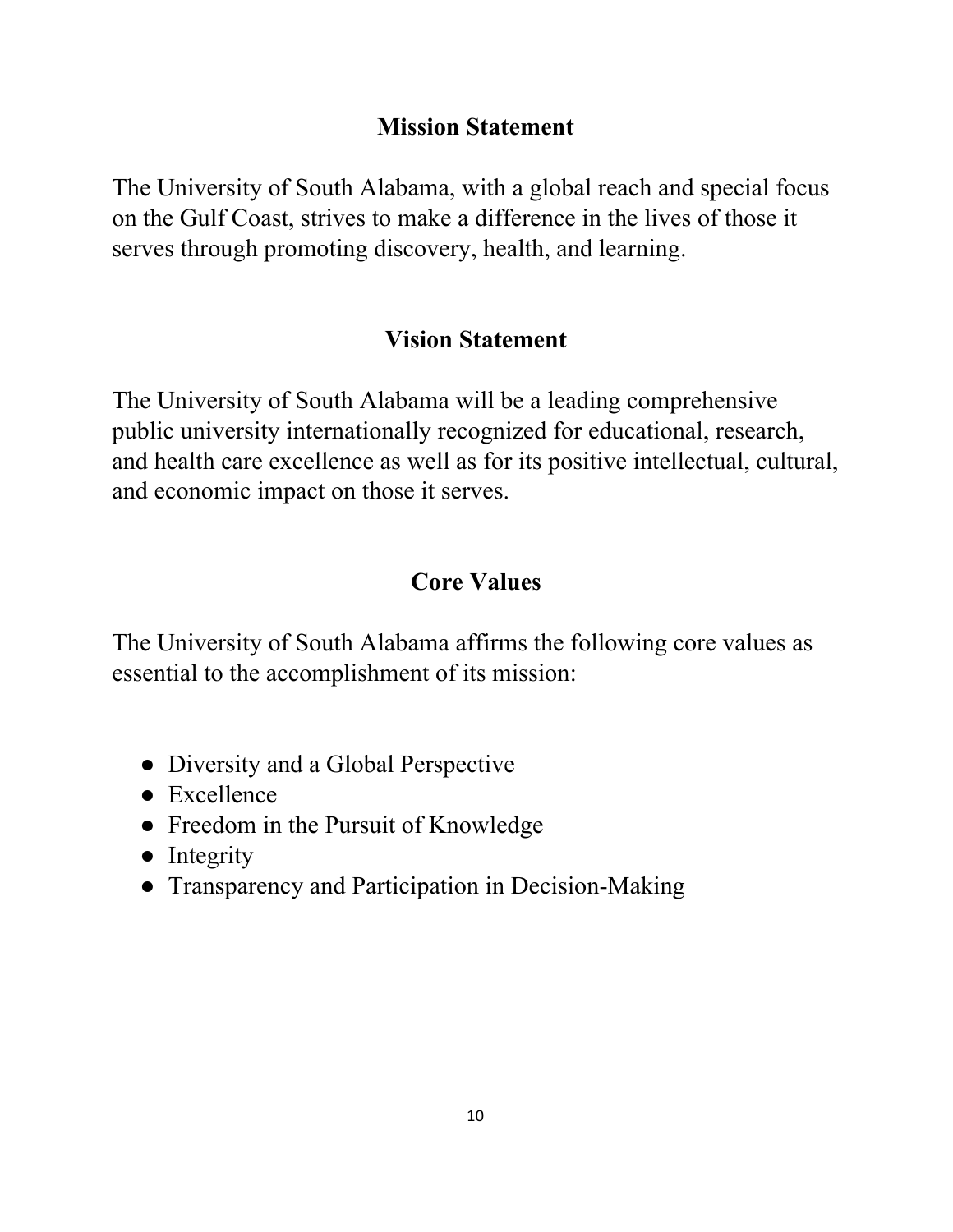## Mission Statement

The University of South Alabama, with a global reach and special focus on the Gulf Coast, strives to make a difference in the lives of those it serves through promoting discovery, health, and learning.

## Vision Statement

The University of South Alabama will be a leading comprehensive public university internationally recognized for educational, research, and health care excellence as well as for its positive intellectual, cultural, and economic impact on those it serves.

## Core Values

The University of South Alabama affirms the following core values as essential to the accomplishment of its mission:

- Diversity and a Global Perspective
- Excellence
- Freedom in the Pursuit of Knowledge
- Integrity
- Transparency and Participation in Decision-Making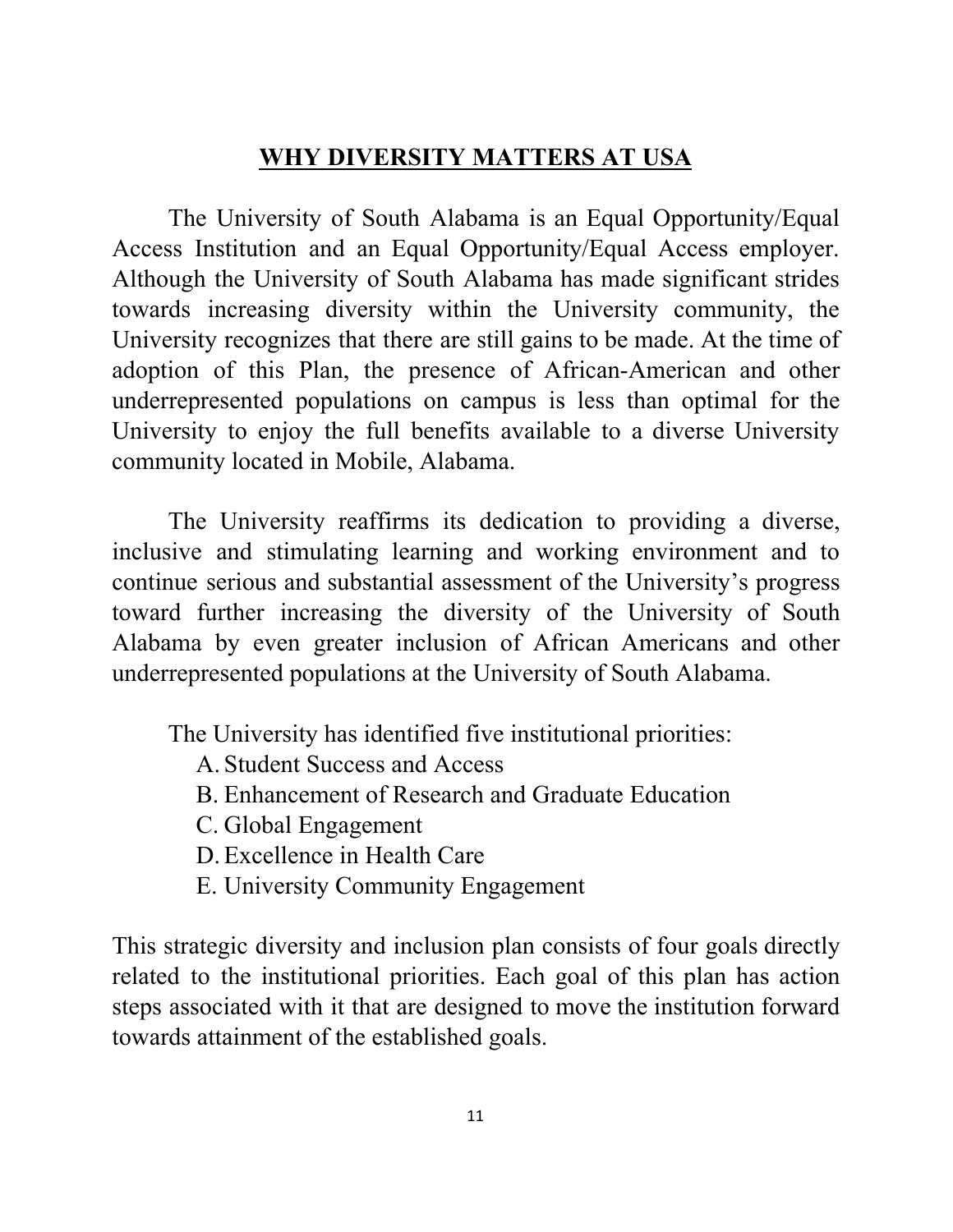## WHY DIVERSITY MATTERS AT USA

The University of South Alabama is an Equal Opportunity/Equal Access Institution and an Equal Opportunity/Equal Access employer. Although the University of South Alabama has made significant strides towards increasing diversity within the University community, the University recognizes that there are still gains to be made. At the time of adoption of this Plan, the presence of African-American and other underrepresented populations on campus is less than optimal for the University to enjoy the full benefits available to a diverse University community located in Mobile, Alabama.

The University reaffirms its dedication to providing a diverse, inclusive and stimulating learning and working environment and to continue serious and substantial assessment of the University's progress toward further increasing the diversity of the University of South Alabama by even greater inclusion of African Americans and other underrepresented populations at the University of South Alabama.

The University has identified five institutional priorities:

A. Student Success and Access
B. Enhancement of Research and Graduate Education
C. Global Engagement
D. Excellence in Health Care
E. University Community Engagement

This strategic diversity and inclusion plan consists of four goals directly related to the institutional priorities. Each goal of this plan has action steps associated with it that are designed to move the institution forward towards attainment of the established goals.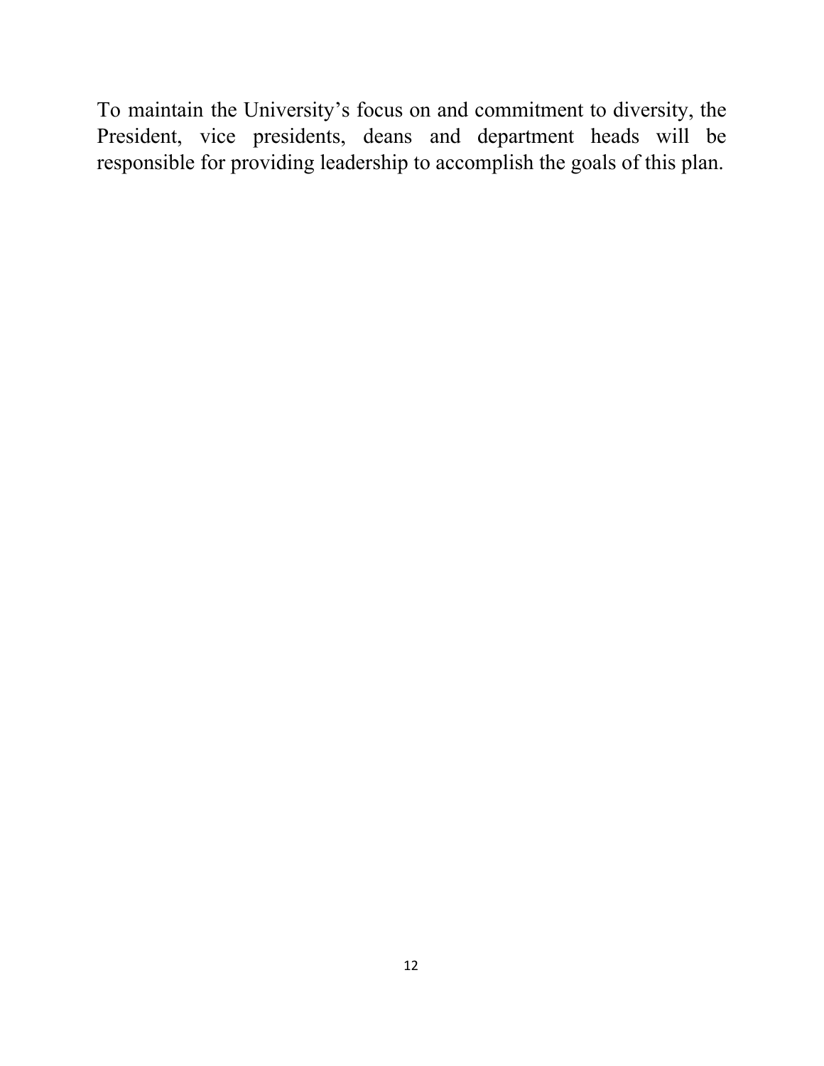To maintain the University's focus on and commitment to diversity, the President, vice presidents, deans and department heads will be responsible for providing leadership to accomplish the goals of this plan.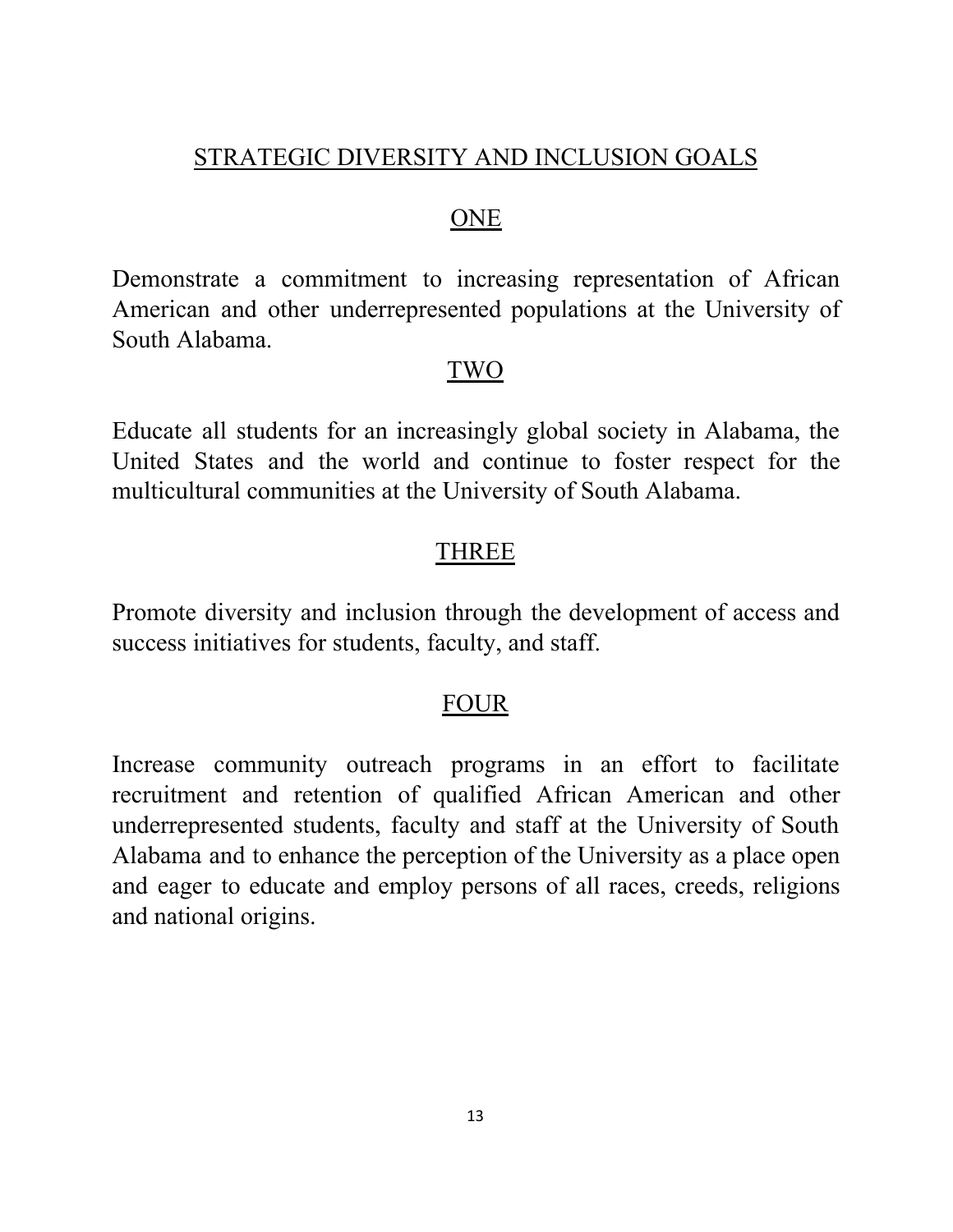## STRATEGIC DIVERSITY AND INCLUSION GOALS

### ONE

Demonstrate a commitment to increasing representation of African American and other underrepresented populations at the University of South Alabama.

### TWO

Educate all students for an increasingly global society in Alabama, the United States and the world and continue to foster respect for the multicultural communities at the University of South Alabama.

### THREE

Promote diversity and inclusion through the development of access and success initiatives for students, faculty, and staff.

### FOUR

Increase community outreach programs in an effort to facilitate recruitment and retention of qualified African American and other underrepresented students, faculty and staff at the University of South Alabama and to enhance the perception of the University as a place open and eager to educate and employ persons of all races, creeds, religions and national origins.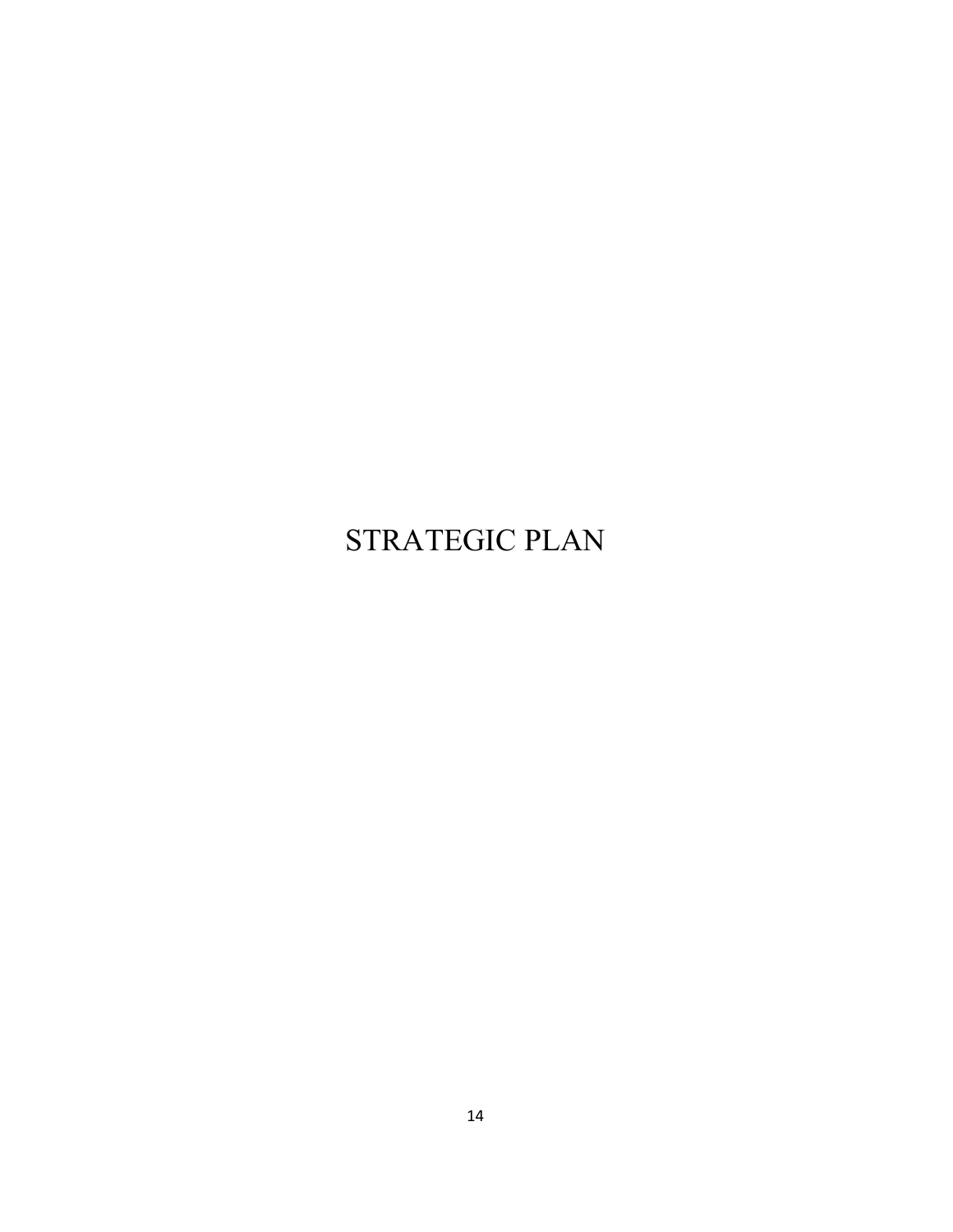# STRATEGIC PLAN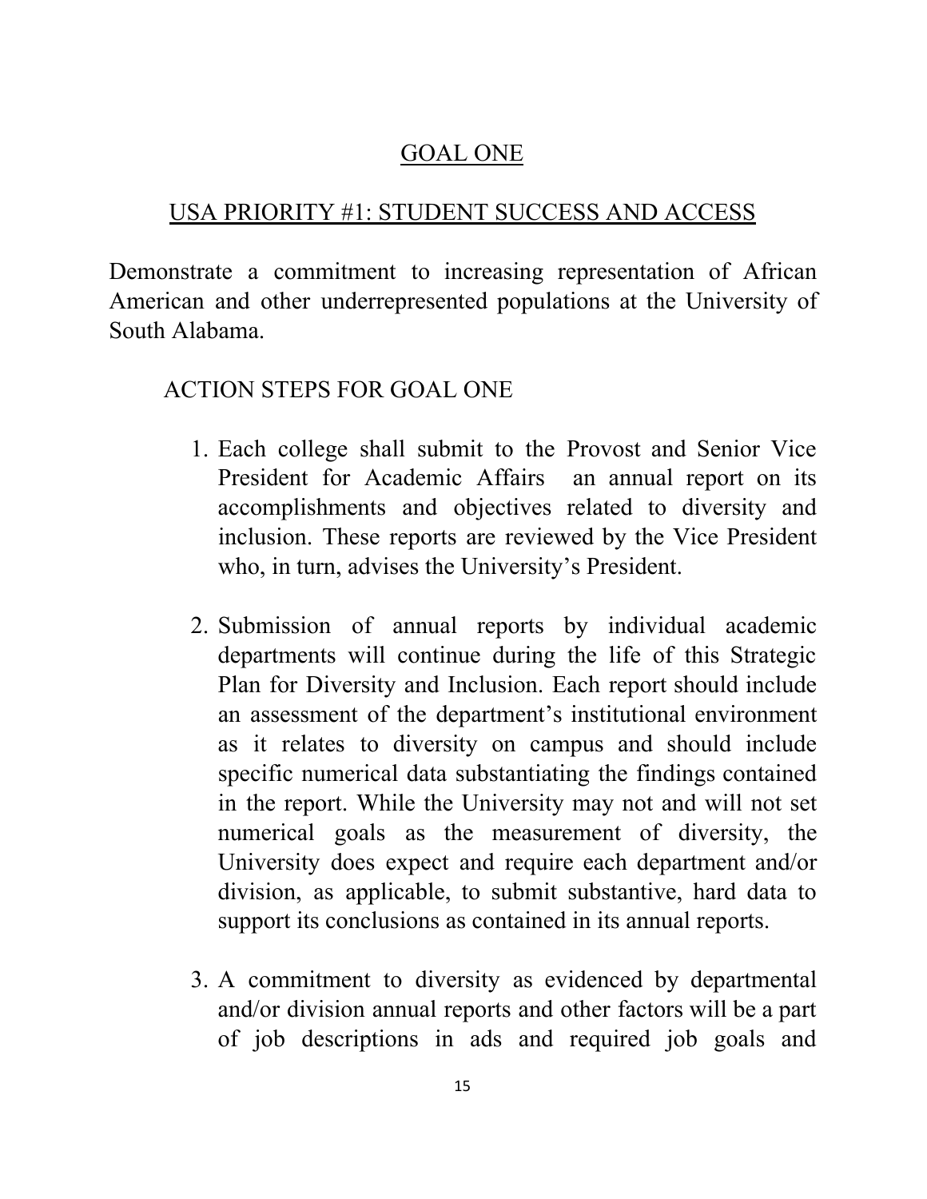## GOAL ONE

## USA PRIORITY #1: STUDENT SUCCESS AND ACCESS

Demonstrate a commitment to increasing representation of African American and other underrepresented populations at the University of South Alabama.

### ACTION STEPS FOR GOAL ONE

1. Each college shall submit to the Provost and Senior Vice President for Academic Affairs an annual report on its accomplishments and objectives related to diversity and inclusion. These reports are reviewed by the Vice President who, in turn, advises the University's President.

2. Submission of annual reports by individual academic departments will continue during the life of this Strategic Plan for Diversity and Inclusion. Each report should include an assessment of the department's institutional environment as it relates to diversity on campus and should include specific numerical data substantiating the findings contained in the report. While the University may not and will not set numerical goals as the measurement of diversity, the University does expect and require each department and/or division, as applicable, to submit substantive, hard data to support its conclusions as contained in its annual reports.

3. A commitment to diversity as evidenced by departmental and/or division annual reports and other factors will be a part of job descriptions in ads and required job goals and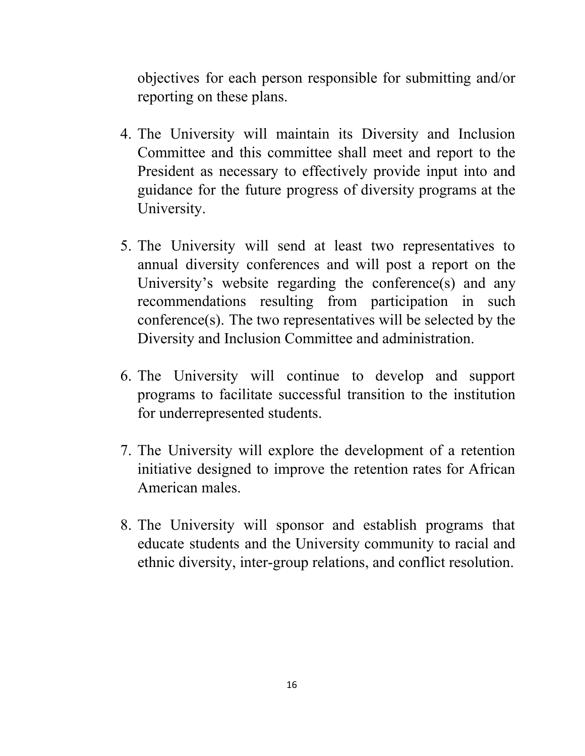objectives for each person responsible for submitting and/or reporting on these plans.

4. The University will maintain its Diversity and Inclusion Committee and this committee shall meet and report to the President as necessary to effectively provide input into and guidance for the future progress of diversity programs at the University.

5. The University will send at least two representatives to annual diversity conferences and will post a report on the University's website regarding the conference(s) and any recommendations resulting from participation in such conference(s). The two representatives will be selected by the Diversity and Inclusion Committee and administration.

6. The University will continue to develop and support programs to facilitate successful transition to the institution for underrepresented students.

7. The University will explore the development of a retention initiative designed to improve the retention rates for African American males.

8. The University will sponsor and establish programs that educate students and the University community to racial and ethnic diversity, inter-group relations, and conflict resolution.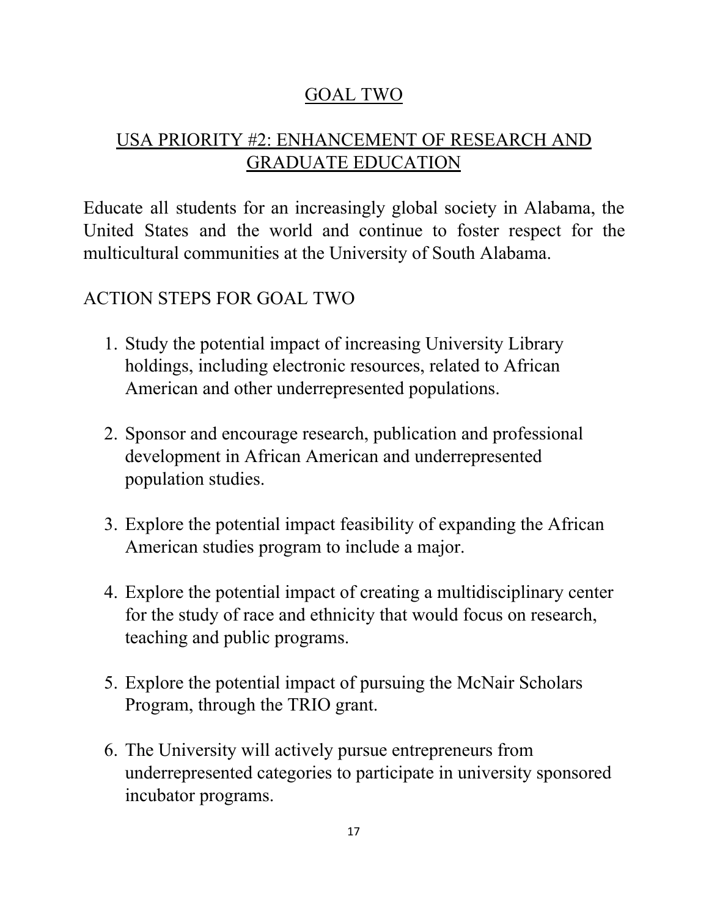# GOAL TWO

## USA PRIORITY #2: ENHANCEMENT OF RESEARCH AND GRADUATE EDUCATION

Educate all students for an increasingly global society in Alabama, the United States and the world and continue to foster respect for the multicultural communities at the University of South Alabama.

ACTION STEPS FOR GOAL TWO

1. Study the potential impact of increasing University Library holdings, including electronic resources, related to African American and other underrepresented populations.

2. Sponsor and encourage research, publication and professional development in African American and underrepresented population studies.

3. Explore the potential impact feasibility of expanding the African American studies program to include a major.

4. Explore the potential impact of creating a multidisciplinary center for the study of race and ethnicity that would focus on research, teaching and public programs.

5. Explore the potential impact of pursuing the McNair Scholars Program, through the TRIO grant.

6. The University will actively pursue entrepreneurs from underrepresented categories to participate in university sponsored incubator programs.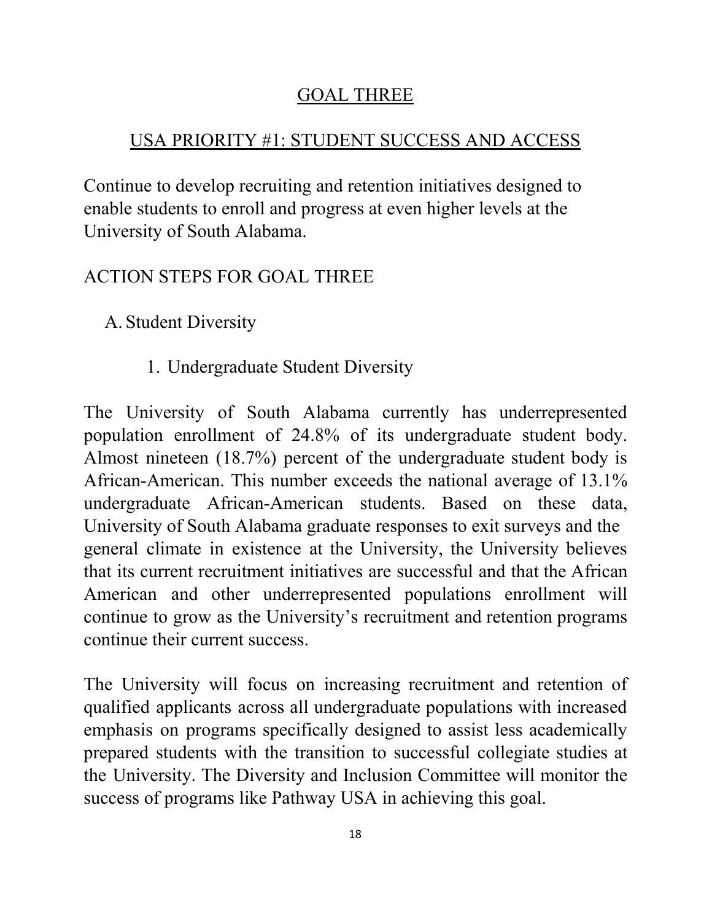## GOAL THREE

## USA PRIORITY #1: STUDENT SUCCESS AND ACCESS

Continue to develop recruiting and retention initiatives designed to enable students to enroll and progress at even higher levels at the University of South Alabama.

### ACTION STEPS FOR GOAL THREE

A. Student Diversity

1. Undergraduate Student Diversity

The University of South Alabama currently has underrepresented population enrollment of 24.8% of its undergraduate student body. Almost nineteen (18.7%) percent of the undergraduate student body is African-American. This number exceeds the national average of 13.1% undergraduate African-American students. Based on these data, University of South Alabama graduate responses to exit surveys and the general climate in existence at the University, the University believes that its current recruitment initiatives are successful and that the African American and other underrepresented populations enrollment will continue to grow as the University's recruitment and retention programs continue their current success.

The University will focus on increasing recruitment and retention of qualified applicants across all undergraduate populations with increased emphasis on programs specifically designed to assist less academically prepared students with the transition to successful collegiate studies at the University. The Diversity and Inclusion Committee will monitor the success of programs like Pathway USA in achieving this goal.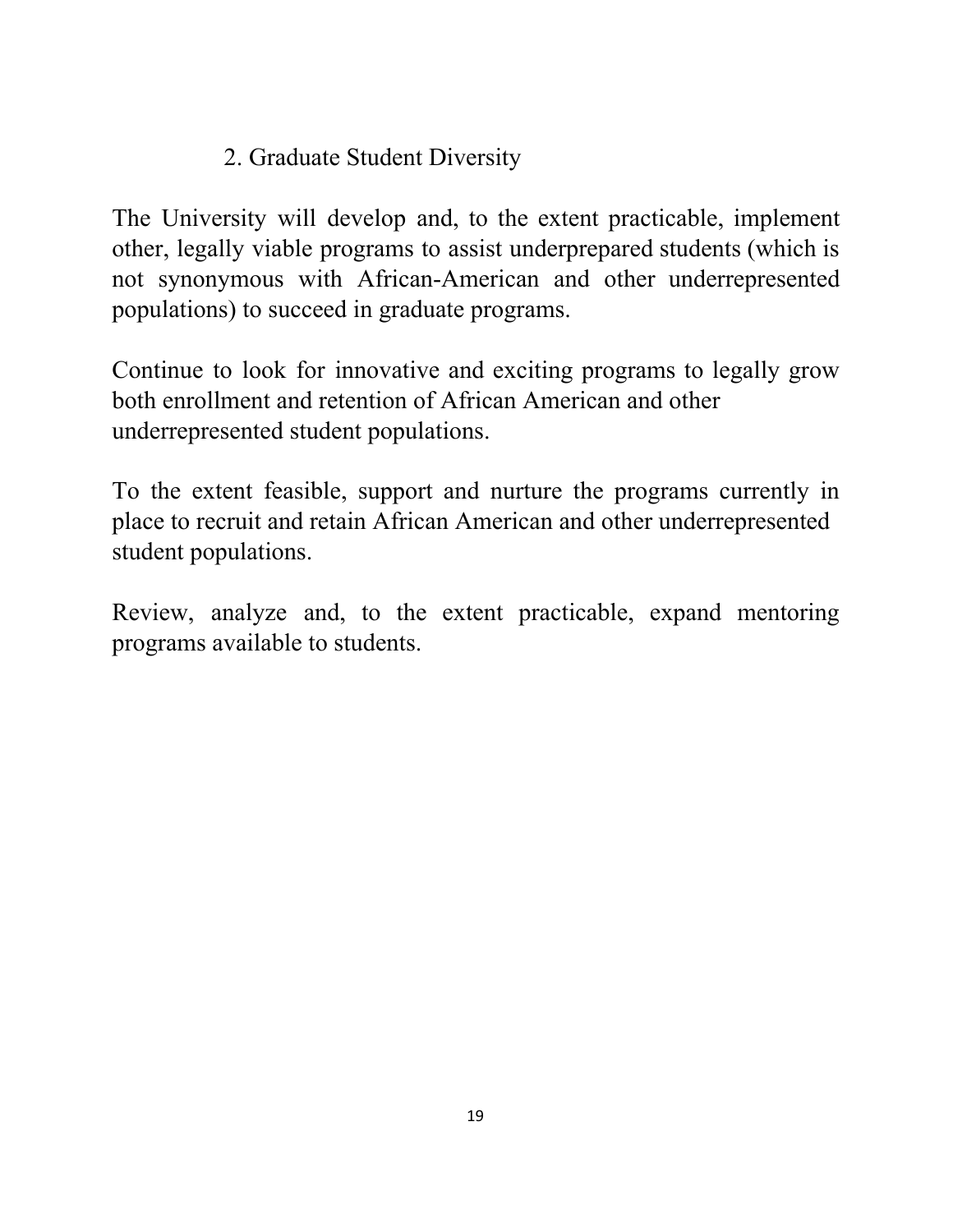## 2. Graduate Student Diversity

The University will develop and, to the extent practicable, implement other, legally viable programs to assist underprepared students (which is not synonymous with African-American and other underrepresented populations) to succeed in graduate programs.

Continue to look for innovative and exciting programs to legally grow both enrollment and retention of African American and other underrepresented student populations.

To the extent feasible, support and nurture the programs currently in place to recruit and retain African American and other underrepresented student populations.

Review, analyze and, to the extent practicable, expand mentoring programs available to students.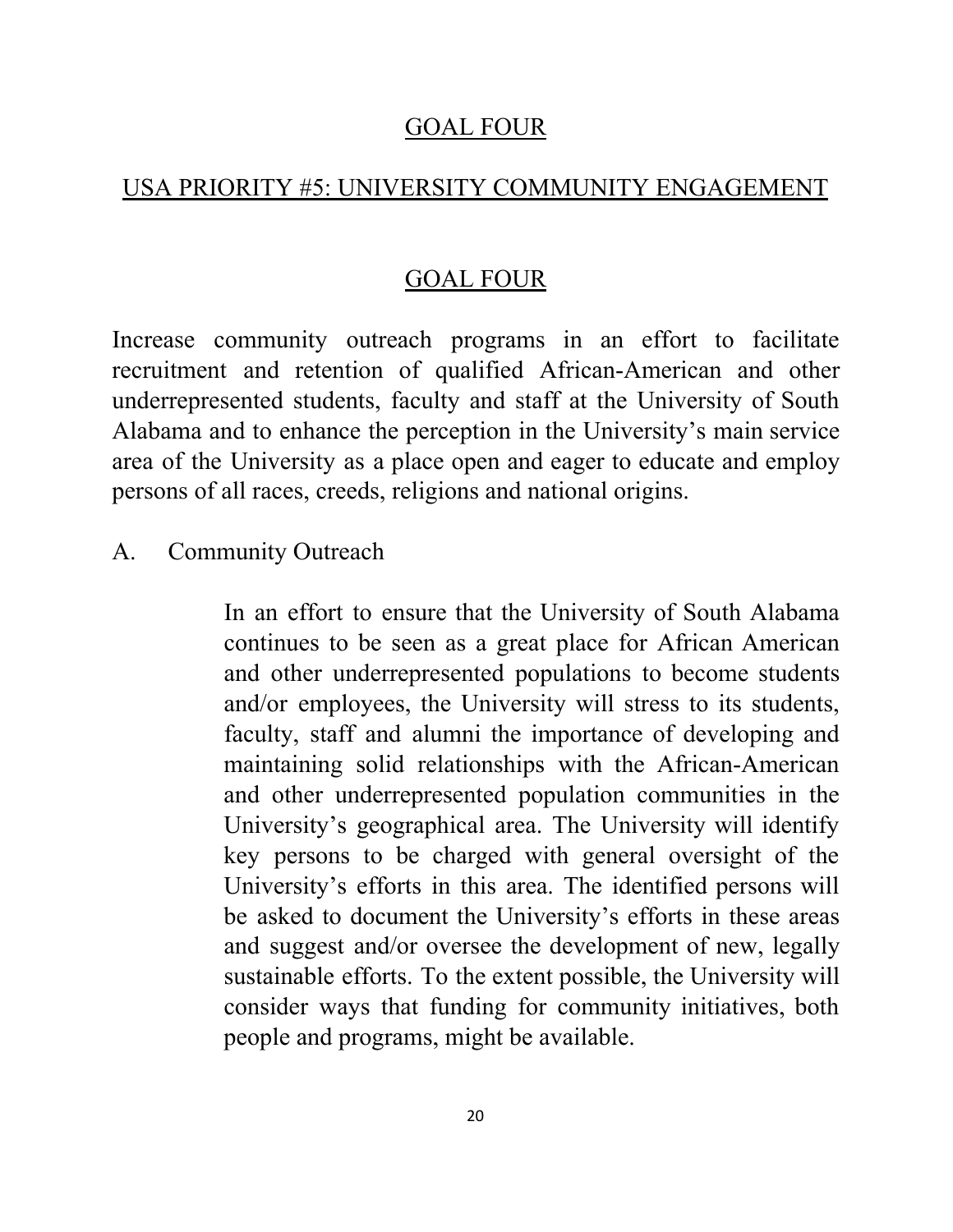## GOAL FOUR

## USA PRIORITY #5: UNIVERSITY COMMUNITY ENGAGEMENT

### GOAL FOUR

Increase community outreach programs in an effort to facilitate recruitment and retention of qualified African-American and other underrepresented students, faculty and staff at the University of South Alabama and to enhance the perception in the University's main service area of the University as a place open and eager to educate and employ persons of all races, creeds, religions and national origins.

A. Community Outreach

> In an effort to ensure that the University of South Alabama continues to be seen as a great place for African American and other underrepresented populations to become students and/or employees, the University will stress to its students, faculty, staff and alumni the importance of developing and maintaining solid relationships with the African-American and other underrepresented population communities in the University's geographical area. The University will identify key persons to be charged with general oversight of the University's efforts in this area. The identified persons will be asked to document the University's efforts in these areas and suggest and/or oversee the development of new, legally sustainable efforts. To the extent possible, the University will consider ways that funding for community initiatives, both people and programs, might be available.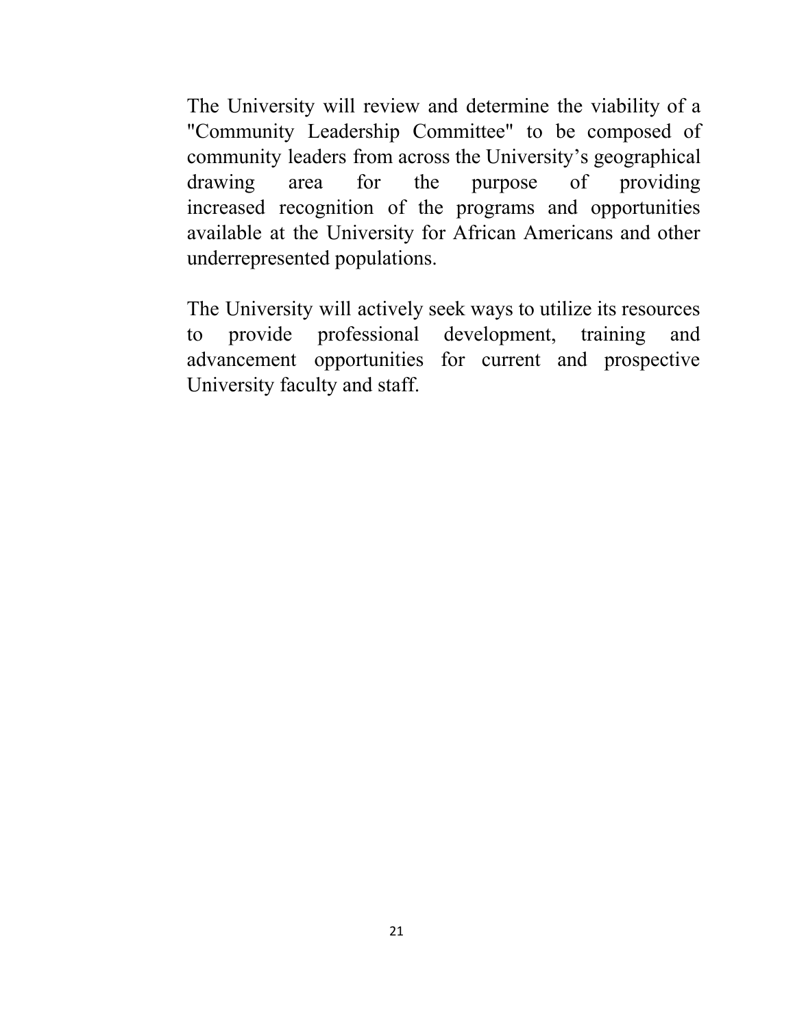The University will review and determine the viability of a "Community Leadership Committee" to be composed of community leaders from across the University's geographical drawing area for the purpose of providing increased recognition of the programs and opportunities available at the University for African Americans and other underrepresented populations.

The University will actively seek ways to utilize its resources to provide professional development, training and advancement opportunities for current and prospective University faculty and staff.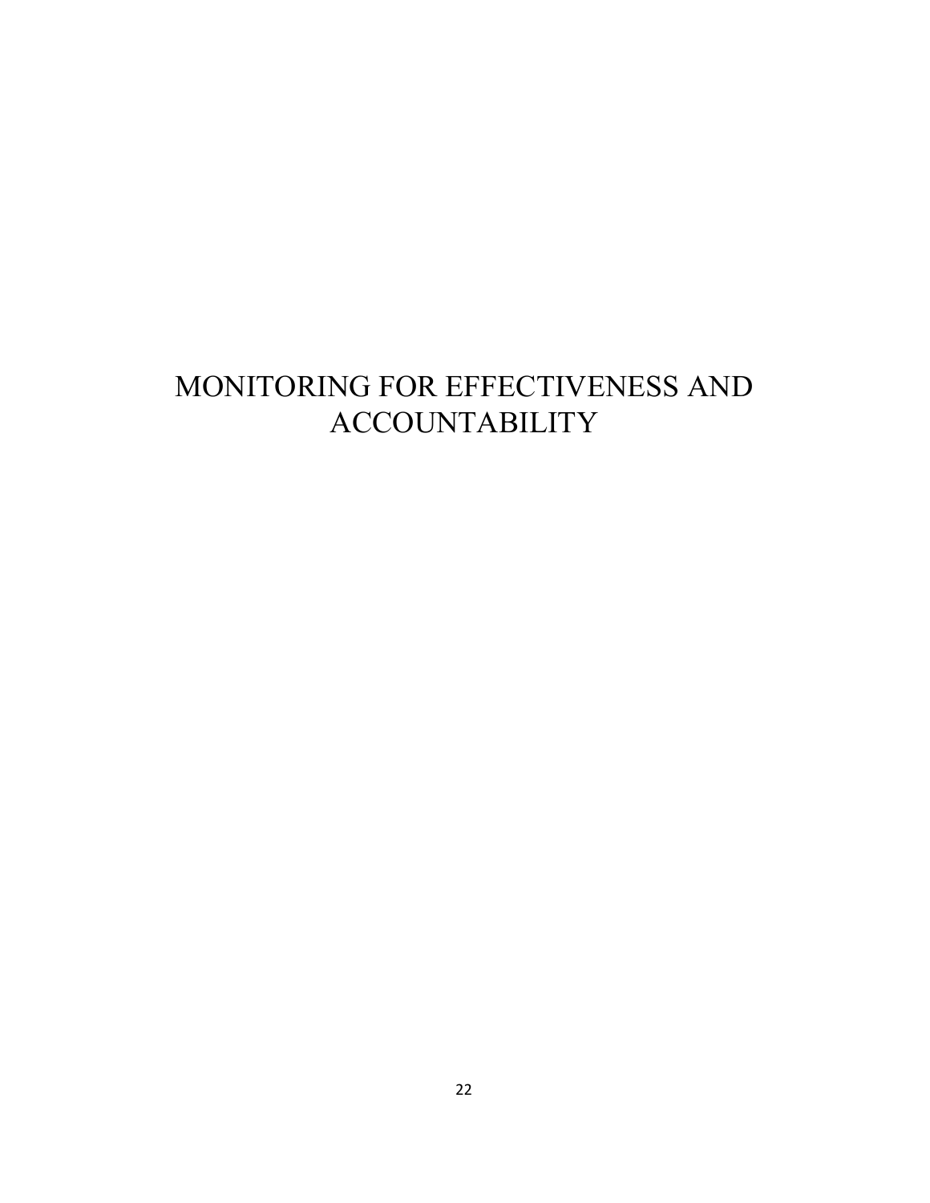# MONITORING FOR EFFECTIVENESS AND ACCOUNTABILITY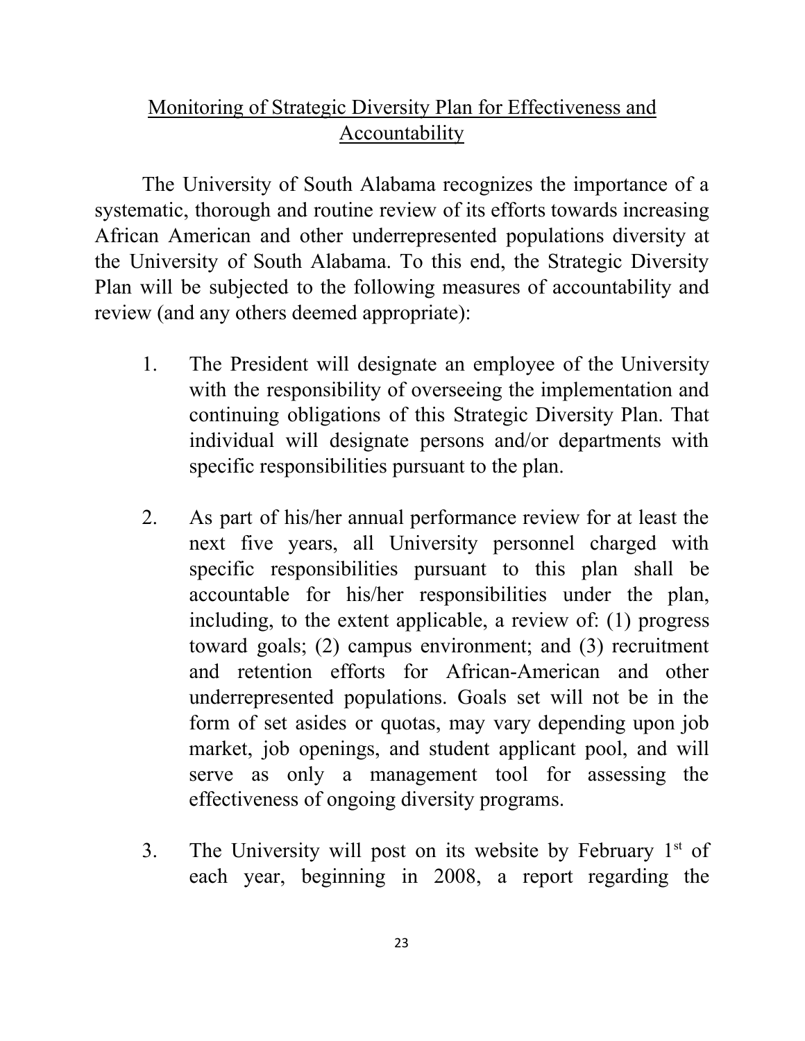## Monitoring of Strategic Diversity Plan for Effectiveness and Accountability

The University of South Alabama recognizes the importance of a systematic, thorough and routine review of its efforts towards increasing African American and other underrepresented populations diversity at the University of South Alabama. To this end, the Strategic Diversity Plan will be subjected to the following measures of accountability and review (and any others deemed appropriate):

1. The President will designate an employee of the University with the responsibility of overseeing the implementation and continuing obligations of this Strategic Diversity Plan. That individual will designate persons and/or departments with specific responsibilities pursuant to the plan.

2. As part of his/her annual performance review for at least the next five years, all University personnel charged with specific responsibilities pursuant to this plan shall be accountable for his/her responsibilities under the plan, including, to the extent applicable, a review of: (1) progress toward goals; (2) campus environment; and (3) recruitment and retention efforts for African-American and other underrepresented populations. Goals set will not be in the form of set asides or quotas, may vary depending upon job market, job openings, and student applicant pool, and will serve as only a management tool for assessing the effectiveness of ongoing diversity programs.

3. The University will post on its website by February 1st of each year, beginning in 2008, a report regarding the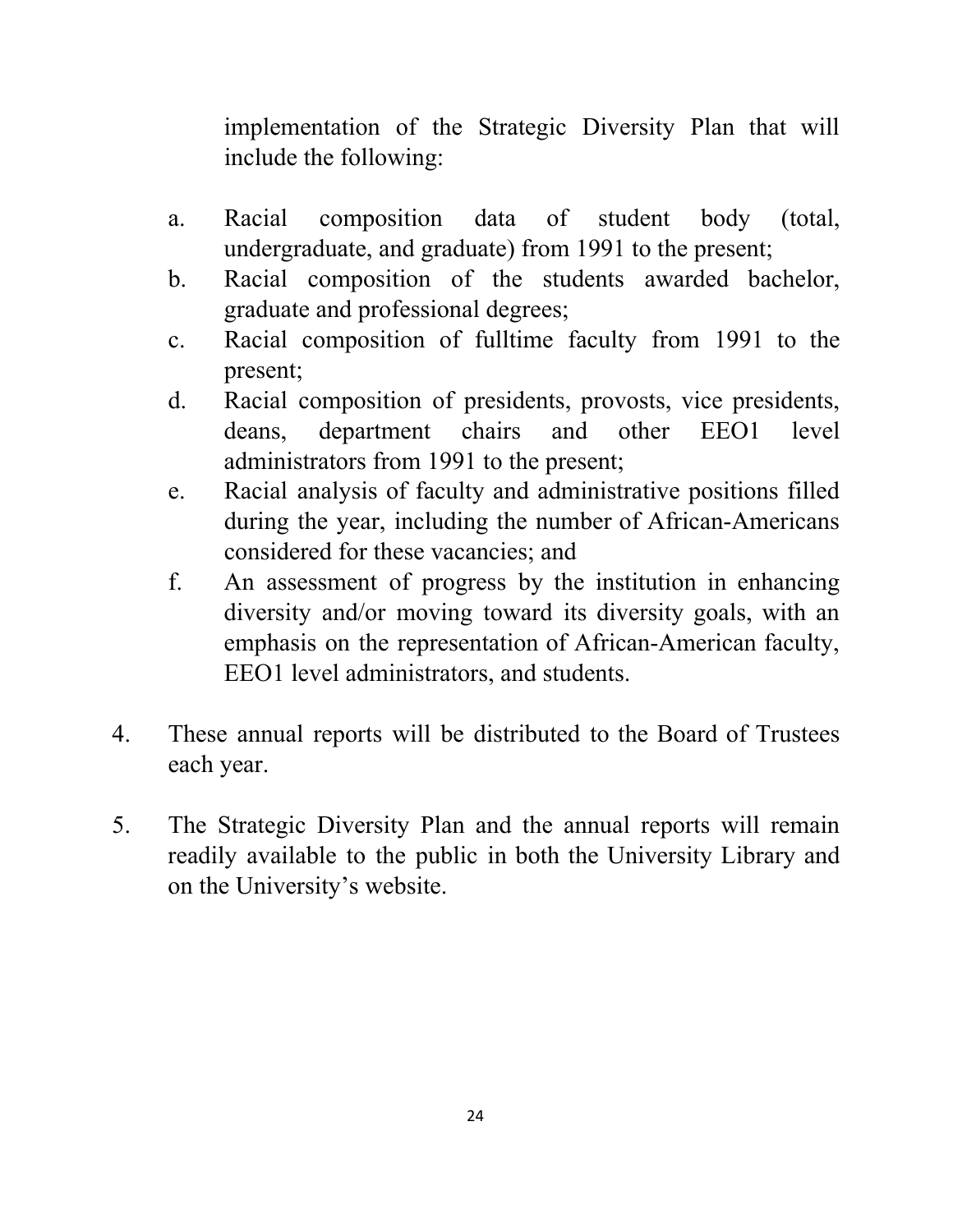implementation of the Strategic Diversity Plan that will include the following:

a. Racial composition data of student body (total, undergraduate, and graduate) from 1991 to the present;
b. Racial composition of the students awarded bachelor, graduate and professional degrees;
c. Racial composition of fulltime faculty from 1991 to the present;
d. Racial composition of presidents, provosts, vice presidents, deans, department chairs and other EEO1 level administrators from 1991 to the present;
e. Racial analysis of faculty and administrative positions filled during the year, including the number of African-Americans considered for these vacancies; and
f. An assessment of progress by the institution in enhancing diversity and/or moving toward its diversity goals, with an emphasis on the representation of African-American faculty, EEO1 level administrators, and students.

4. These annual reports will be distributed to the Board of Trustees each year.

5. The Strategic Diversity Plan and the annual reports will remain readily available to the public in both the University Library and on the University's website.